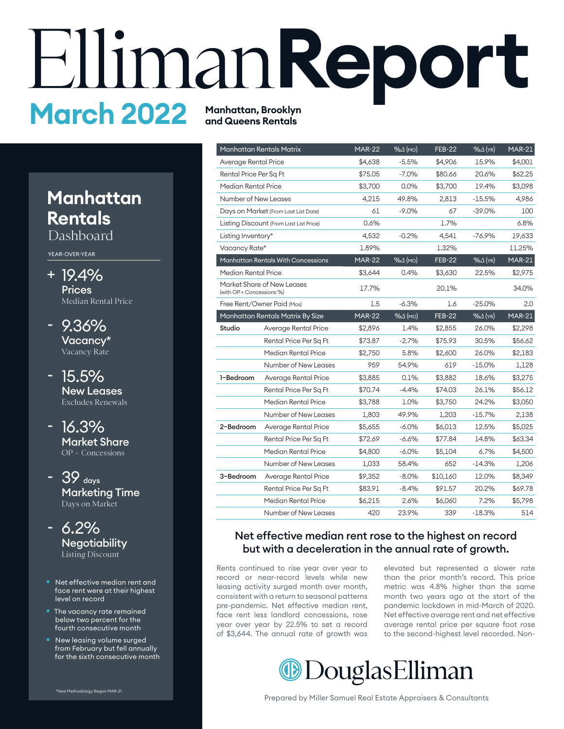# EllimanReport

## March 2022

**Manhattan, Brooklyn and Queens Rentals**

## Manhattan Rentals Dashboard

YEAR-OVER-YEAR

**+ 19.4%**
**Prices**
Median Rental Price

**- 9.36%**
**Vacancy***
Vacancy Rate

**- 15.5%**
**New Leases**
Excludes Renewals

**- 16.3%**
**Market Share**
OP + Concessions

**- 39 days**
**Marketing Time**
Days on Market

**- 6.2%**
**Negotiability**
Listing Discount

- Net effective median rent and face rent were at their highest level on record
- The vacancy rate remained below two percent for the fourth consecutive month
- New leasing volume surged from February but fell annually for the sixth consecutive month

*New Methodology Began MAR-21

| Manhattan Rentals Matrix | | MAR-22 | %Δ (MO) | FEB-22 | %Δ (YR) | MAR-21 |
|---|---|---|---|---|---|---|
| Average Rental Price | | $4,638 | -5.5% | $4,906 | 15.9% | $4,001 |
| Rental Price Per Sq Ft | | $75.05 | -7.0% | $80.66 | 20.6% | $62.25 |
| Median Rental Price | | $3,700 | 0.0% | $3,700 | 19.4% | $3,098 |
| Number of New Leases | | 4,215 | 49.8% | 2,813 | -15.5% | 4,986 |
| Days on Market (From Last List Date) | | 61 | -9.0% | 67 | -39.0% | 100 |
| Listing Discount (From Last List Price) | | 0.6% | | 1.7% | | 6.8% |
| Listing Inventory* | | 4,532 | -0.2% | 4,541 | -76.9% | 19,633 |
| Vacancy Rate* | | 1.89% | | 1.32% | | 11.25% |
| **Manhattan Rentals With Concessions** | | **MAR-22** | **%Δ (MO)** | **FEB-22** | **%Δ (YR)** | **MAR-21** |
| Median Rental Price | | $3,644 | 0.4% | $3,630 | 22.5% | $2,975 |
| Market Share of New Leases (with OP + Concessions %) | | 17.7% | | 20.1% | | 34.0% |
| Free Rent/Owner Paid (Mos) | | 1.5 | -6.3% | 1.6 | -25.0% | 2.0 |
| **Manhattan Rentals Matrix By Size** | | **MAR-22** | **%Δ (MO)** | **FEB-22** | **%Δ (YR)** | **MAR-21** |
| **Studio** | Average Rental Price | $2,896 | 1.4% | $2,855 | 26.0% | $2,298 |
| | Rental Price Per Sq Ft | $73.87 | -2.7% | $75.93 | 30.5% | $56.62 |
| | Median Rental Price | $2,750 | 5.8% | $2,600 | 26.0% | $2,183 |
| | Number of New Leases | 959 | 54.9% | 619 | -15.0% | 1,128 |
| **1-Bedroom** | Average Rental Price | $3,885 | 0.1% | $3,882 | 18.6% | $3,275 |
| | Rental Price Per Sq Ft | $70.74 | -4.4% | $74.03 | 26.1% | $56.12 |
| | Median Rental Price | $3,788 | 1.0% | $3,750 | 24.2% | $3,050 |
| | Number of New Leases | 1,803 | 49.9% | 1,203 | -15.7% | 2,138 |
| **2-Bedroom** | Average Rental Price | $5,655 | -6.0% | $6,013 | 12.5% | $5,025 |
| | Rental Price Per Sq Ft | $72.69 | -6.6% | $77.84 | 14.8% | $63.34 |
| | Median Rental Price | $4,800 | -6.0% | $5,104 | 6.7% | $4,500 |
| | Number of New Leases | 1,033 | 58.4% | 652 | -14.3% | 1,206 |
| **3-Bedroom** | Average Rental Price | $9,352 | -8.0% | $10,160 | 12.0% | $8,349 |
| | Rental Price Per Sq Ft | $83.91 | -8.4% | $91.57 | 20.2% | $69.78 |
| | Median Rental Price | $6,215 | 2.6% | $6,060 | 7.2% | $5,798 |
| | Number of New Leases | 420 | 23.9% | 339 | -18.3% | 514 |

### Net effective median rent rose to the highest on record but with a deceleration in the annual rate of growth.

Rents continued to rise year over year to record or near-record levels while new leasing activity surged month over month, consistent with a return to seasonal patterns pre-pandemic. Net effective median rent, face rent less landlord concessions, rose year over year by 22.5% to set a record of $3,644. The annual rate of growth was elevated but represented a slower rate than the prior month's record. This price metric was 4.8% higher than the same month two years ago at the start of the pandemic lockdown in mid-March of 2020. Net effective average rent and net effective average rental price per square foot rose to the second-highest level recorded. Non-

DouglasElliman

Prepared by Miller Samuel Real Estate Appraisers & Consultants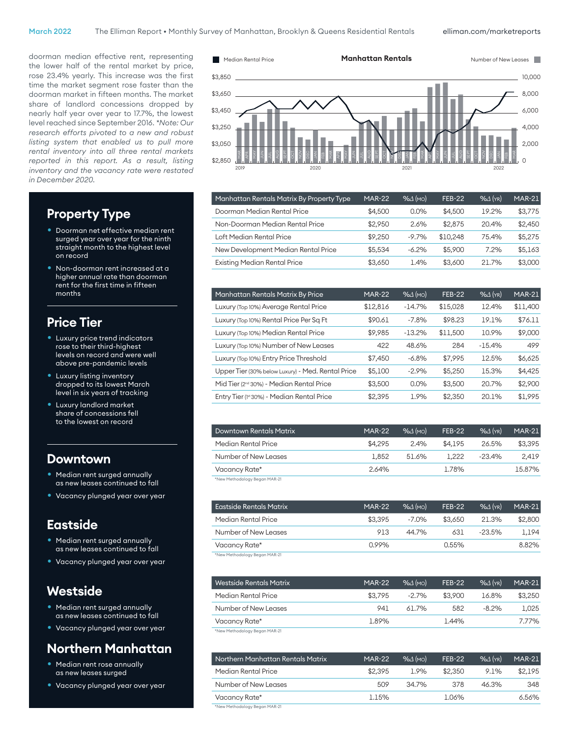doorman median effective rent, representing the lower half of the rental market by price, rose 23.4% yearly. This increase was the first time the market segment rose faster than the doorman market in fifteen months. The market share of landlord concessions dropped by nearly half year over year to 17.7%, the lowest level reached since September 2016. *Note: Our research efforts pivoted to a new and robust listing system that enabled us to pull more rental inventory into all three rental markets reported in this report. As a result, listing inventory and the vacancy rate were restated in December 2020.*

## Property Type

- Doorman net effective median rent surged year over year for the ninth straight month to the highest level on record
- Non-doorman rent increased at a higher annual rate than doorman rent for the first time in fifteen months

## Price Tier

- Luxury price trend indicators rose to their third-highest levels on record and were well above pre-pandemic levels
- Luxury listing inventory dropped to its lowest March level in six years of tracking
- Luxury landlord market share of concessions fell to the lowest on record

## Downtown

- Median rent surged annually as new leases continued to fall
- Vacancy plunged year over year

## Eastside

- Median rent surged annually as new leases continued to fall
- Vacancy plunged year over year

## Westside

- Median rent surged annually as new leases continued to fall
- Vacancy plunged year over year

## Northern Manhattan

- Median rent rose annually as new leases surged
- Vacancy plunged year over year

**Manhattan Rentals**

| Manhattan Rentals Matrix By Property Type | MAR-22 | %Δ (MO) | FEB-22 | %Δ (YR) | MAR-21 |
|---|---|---|---|---|---|
| Doorman Median Rental Price | $4,500 | 0.0% | $4,500 | 19.2% | $3,775 |
| Non-Doorman Median Rental Price | $2,950 | 2.6% | $2,875 | 20.4% | $2,450 |
| Loft Median Rental Price | $9,250 | -9.7% | $10,248 | 75.4% | $5,275 |
| New Development Median Rental Price | $5,534 | -6.2% | $5,900 | 7.2% | $5,163 |
| Existing Median Rental Price | $3,650 | 1.4% | $3,600 | 21.7% | $3,000 |

| Manhattan Rentals Matrix By Price | MAR-22 | %Δ (MO) | FEB-22 | %Δ (YR) | MAR-21 |
|---|---|---|---|---|---|
| Luxury (Top 10%) Average Rental Price | $12,816 | -14.7% | $15,028 | 12.4% | $11,400 |
| Luxury (Top 10%) Rental Price Per Sq Ft | $90.61 | -7.8% | $98.23 | 19.1% | $76.11 |
| Luxury (Top 10%) Median Rental Price | $9,985 | -13.2% | $11,500 | 10.9% | $9,000 |
| Luxury (Top 10%) Number of New Leases | 422 | 48.6% | 284 | -15.4% | 499 |
| Luxury (Top 10%) Entry Price Threshold | $7,450 | -6.8% | $7,995 | 12.5% | $6,625 |
| Upper Tier (30% below Luxury) - Med. Rental Price | $5,100 | -2.9% | $5,250 | 15.3% | $4,425 |
| Mid Tier (2nd 30%) - Median Rental Price | $3,500 | 0.0% | $3,500 | 20.7% | $2,900 |
| Entry Tier (1st 30%) - Median Rental Price | $2,395 | 1.9% | $2,350 | 20.1% | $1,995 |

| Downtown Rentals Matrix | MAR-22 | %Δ (MO) | FEB-22 | %Δ (YR) | MAR-21 |
|---|---|---|---|---|---|
| Median Rental Price | $4,295 | 2.4% | $4,195 | 26.5% | $3,395 |
| Number of New Leases | 1,852 | 51.6% | 1,222 | -23.4% | 2,419 |
| Vacancy Rate* | 2.64% | | 1.78% | | 15.87% |

*New Methodology Began MAR-21

| Eastside Rentals Matrix | MAR-22 | %Δ (MO) | FEB-22 | %Δ (YR) | MAR-21 |
|---|---|---|---|---|---|
| Median Rental Price | $3,395 | -7.0% | $3,650 | 21.3% | $2,800 |
| Number of New Leases | 913 | 44.7% | 631 | -23.5% | 1,194 |
| Vacancy Rate* | 0.99% | | 0.55% | | 8.82% |

*New Methodology Began MAR-21

| Westside Rentals Matrix | MAR-22 | %Δ (MO) | FEB-22 | %Δ (YR) | MAR-21 |
|---|---|---|---|---|---|
| Median Rental Price | $3,795 | -2.7% | $3,900 | 16.8% | $3,250 |
| Number of New Leases | 941 | 61.7% | 582 | -8.2% | 1,025 |
| Vacancy Rate* | 1.89% | | 1.44% | | 7.77% |

*New Methodology Began MAR-21

| Northern Manhattan Rentals Matrix | MAR-22 | %Δ (MO) | FEB-22 | %Δ (YR) | MAR-21 |
|---|---|---|---|---|---|
| Median Rental Price | $2,395 | 1.9% | $2,350 | 9.1% | $2,195 |
| Number of New Leases | 509 | 34.7% | 378 | 46.3% | 348 |
| Vacancy Rate* | 1.15% | | 1.06% | | 6.56% |

*New Methodology Began MAR-21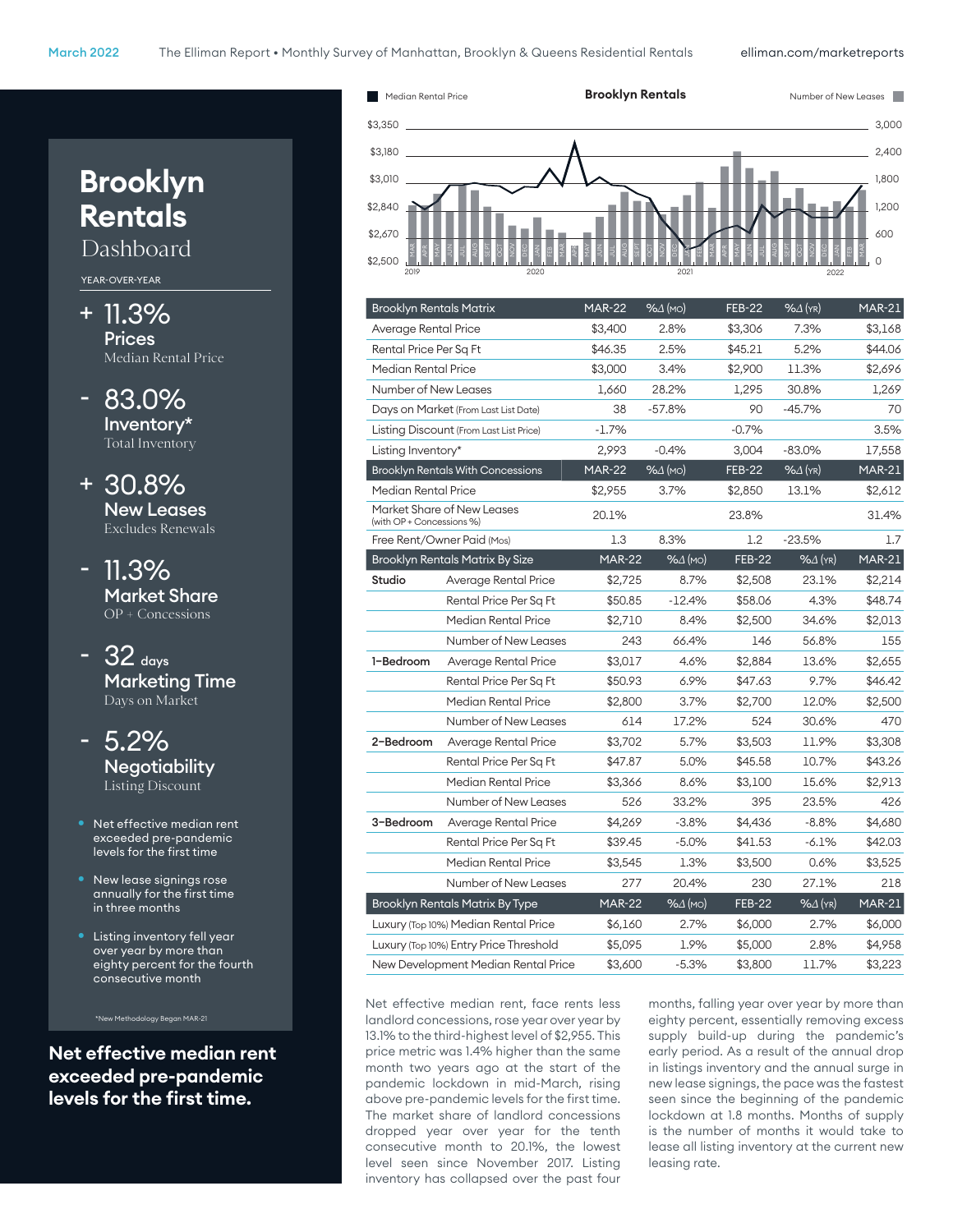# Brooklyn Rentals Dashboard

YEAR-OVER-YEAR

**+ 11.3%**
**Prices**
Median Rental Price

**- 83.0%**
**Inventory***
Total Inventory

**+ 30.8%**
**New Leases**
Excludes Renewals

**- 11.3%**
**Market Share**
OP + Concessions

**- 32 days**
**Marketing Time**
Days on Market

**- 5.2%**
**Negotiability**
Listing Discount

- Net effective median rent exceeded pre-pandemic levels for the first time
- New lease signings rose annually for the first time in three months
- Listing inventory fell year over year by more than eighty percent for the fourth consecutive month

*New Methodology Began MAR-21

**Net effective median rent exceeded pre-pandemic levels for the first time.**

Brooklyn Rentals

| Brooklyn Rentals Matrix | MAR-22 | %Δ (MO) | FEB-22 | %Δ (YR) | MAR-21 |
|---|---|---|---|---|---|
| Average Rental Price | $3,400 | 2.8% | $3,306 | 7.3% | $3,168 |
| Rental Price Per Sq Ft | $46.35 | 2.5% | $45.21 | 5.2% | $44.06 |
| Median Rental Price | $3,000 | 3.4% | $2,900 | 11.3% | $2,696 |
| Number of New Leases | 1,660 | 28.2% | 1,295 | 30.8% | 1,269 |
| Days on Market (From Last List Date) | 38 | -57.8% | 90 | -45.7% | 70 |
| Listing Discount (From Last List Price) | -1.7% | | -0.7% | | 3.5% |
| Listing Inventory* | 2,993 | -0.4% | 3,004 | -83.0% | 17,558 |
| **Brooklyn Rentals With Concessions** | **MAR-22** | **%Δ (MO)** | **FEB-22** | **%Δ (YR)** | **MAR-21** |
| Median Rental Price | $2,955 | 3.7% | $2,850 | 13.1% | $2,612 |
| Market Share of New Leases (with OP + Concessions %) | 20.1% | | 23.8% | | 31.4% |
| Free Rent/Owner Paid (Mos) | 1.3 | 8.3% | 1.2 | -23.5% | 1.7 |

| Brooklyn Rentals Matrix By Size | | MAR-22 | %Δ (MO) | FEB-22 | %Δ (YR) | MAR-21 |
|---|---|---|---|---|---|---|
| Studio | Average Rental Price | $2,725 | 8.7% | $2,508 | 23.1% | $2,214 |
| | Rental Price Per Sq Ft | $50.85 | -12.4% | $58.06 | 4.3% | $48.74 |
| | Median Rental Price | $2,710 | 8.4% | $2,500 | 34.6% | $2,013 |
| | Number of New Leases | 243 | 66.4% | 146 | 56.8% | 155 |
| 1-Bedroom | Average Rental Price | $3,017 | 4.6% | $2,884 | 13.6% | $2,655 |
| | Rental Price Per Sq Ft | $50.93 | 6.9% | $47.63 | 9.7% | $46.42 |
| | Median Rental Price | $2,800 | 3.7% | $2,700 | 12.0% | $2,500 |
| | Number of New Leases | 614 | 17.2% | 524 | 30.6% | 470 |
| 2-Bedroom | Average Rental Price | $3,702 | 5.7% | $3,503 | 11.9% | $3,308 |
| | Rental Price Per Sq Ft | $47.87 | 5.0% | $45.58 | 10.7% | $43.26 |
| | Median Rental Price | $3,366 | 8.6% | $3,100 | 15.6% | $2,913 |
| | Number of New Leases | 526 | 33.2% | 395 | 23.5% | 426 |
| 3-Bedroom | Average Rental Price | $4,269 | -3.8% | $4,436 | -8.8% | $4,680 |
| | Rental Price Per Sq Ft | $39.45 | -5.0% | $41.53 | -6.1% | $42.03 |
| | Median Rental Price | $3,545 | 1.3% | $3,500 | 0.6% | $3,525 |
| | Number of New Leases | 277 | 20.4% | 230 | 27.1% | 218 |

| Brooklyn Rentals Matrix By Type | MAR-22 | %Δ (MO) | FEB-22 | %Δ (YR) | MAR-21 |
|---|---|---|---|---|---|
| Luxury (Top 10%) Median Rental Price | $6,160 | 2.7% | $6,000 | 2.7% | $6,000 |
| Luxury (Top 10%) Entry Price Threshold | $5,095 | 1.9% | $5,000 | 2.8% | $4,958 |
| New Development Median Rental Price | $3,600 | -5.3% | $3,800 | 11.7% | $3,223 |

Net effective median rent, face rents less landlord concessions, rose year over year by 13.1% to the third-highest level of $2,955. This price metric was 1.4% higher than the same month two years ago at the start of the pandemic lockdown in mid-March, rising above pre-pandemic levels for the first time. The market share of landlord concessions dropped year over year for the tenth consecutive month to 20.1%, the lowest level seen since November 2017. Listing inventory has collapsed over the past four months, falling year over year by more than eighty percent, essentially removing excess supply build-up during the pandemic's early period. As a result of the annual drop in listings inventory and the annual surge in new lease signings, the pace was the fastest seen since the beginning of the pandemic lockdown at 1.8 months. Months of supply is the number of months it would take to lease all listing inventory at the current new leasing rate.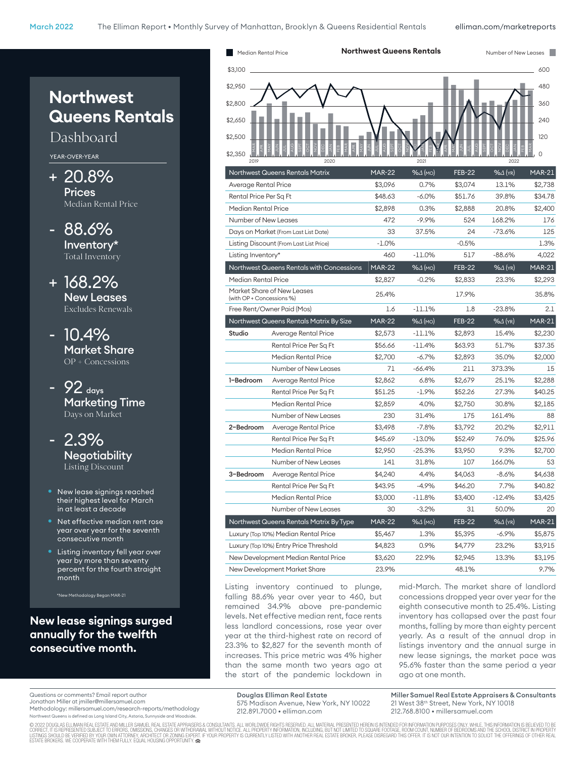# Northwest Queens Rentals

## Dashboard

YEAR-OVER-YEAR

**+ 20.8%**
**Prices**
Median Rental Price

**- 88.6%**
**Inventory***
Total Inventory

**+ 168.2%**
**New Leases**
Excludes Renewals

**- 10.4%**
**Market Share**
OP + Concessions

**- 92 days**
**Marketing Time**
Days on Market

**- 2.3%**
**Negotiability**
Listing Discount

- New lease signings reached their highest level for March in at least a decade
- Net effective median rent rose year over year for the seventh consecutive month
- Listing inventory fell year over year by more than seventy percent for the fourth straight month

*New Methodology Began MAR-21

**New lease signings surged annually for the twelfth consecutive month.**

Median Rental Price
Northwest Queens Rentals
Number of New Leases

$3,100
$2,950
$2,800
$2,650
$2,500
$2,350

600
480
360
240
120
0

2019 2020 2021 2022

| Northwest Queens Rentals Matrix | MAR-22 | %Δ (MO) | FEB-22 | %Δ (YR) | MAR-21 |
|---|---|---|---|---|---|
| Average Rental Price | $3,096 | 0.7% | $3,074 | 13.1% | $2,738 |
| Rental Price Per Sq Ft | $48.63 | -6.0% | $51.76 | 39.8% | $34.78 |
| Median Rental Price | $2,898 | 0.3% | $2,888 | 20.8% | $2,400 |
| Number of New Leases | 472 | -9.9% | 524 | 168.2% | 176 |
| Days on Market (From Last List Date) | 33 | 37.5% | 24 | -73.6% | 125 |
| Listing Discount (From Last List Price) | -1.0% | | -0.5% | | 1.3% |
| Listing Inventory* | 460 | -11.0% | 517 | -88.6% | 4,022 |

| Northwest Queens Rentals with Concessions | MAR-22 | %Δ (MO) | FEB-22 | %Δ (YR) | MAR-21 |
|---|---|---|---|---|---|
| Median Rental Price | $2,827 | -0.2% | $2,833 | 23.3% | $2,293 |
| Market Share of New Leases (with OP + Concessions %) | 25.4% | | 17.9% | | 35.8% |
| Free Rent/Owner Paid (Mos) | 1.6 | -11.1% | 1.8 | -23.8% | 2.1 |

| Northwest Queens Rentals Matrix By Size | | MAR-22 | %Δ (MO) | FEB-22 | %Δ (YR) | MAR-21 |
|---|---|---|---|---|---|---|
| Studio | Average Rental Price | $2,573 | -11.1% | $2,893 | 15.4% | $2,230 |
| | Rental Price Per Sq Ft | $56.66 | -11.4% | $63.93 | 51.7% | $37.35 |
| | Median Rental Price | $2,700 | -6.7% | $2,893 | 35.0% | $2,000 |
| | Number of New Leases | 71 | -66.4% | 211 | 373.3% | 15 |
| 1-Bedroom | Average Rental Price | $2,862 | 6.8% | $2,679 | 25.1% | $2,288 |
| | Rental Price Per Sq Ft | $51.25 | -1.9% | $52.26 | 27.3% | $40.25 |
| | Median Rental Price | $2,859 | 4.0% | $2,750 | 30.8% | $2,185 |
| | Number of New Leases | 230 | 31.4% | 175 | 161.4% | 88 |
| 2-Bedroom | Average Rental Price | $3,498 | -7.8% | $3,792 | 20.2% | $2,911 |
| | Rental Price Per Sq Ft | $45.69 | -13.0% | $52.49 | 76.0% | $25.96 |
| | Median Rental Price | $2,950 | -25.3% | $3,950 | 9.3% | $2,700 |
| | Number of New Leases | 141 | 31.8% | 107 | 166.0% | 53 |
| 3-Bedroom | Average Rental Price | $4,240 | 4.4% | $4,063 | -8.6% | $4,638 |
| | Rental Price Per Sq Ft | $43.95 | -4.9% | $46.20 | 7.7% | $40.82 |
| | Median Rental Price | $3,000 | -11.8% | $3,400 | -12.4% | $3,425 |
| | Number of New Leases | 30 | -3.2% | 31 | 50.0% | 20 |

| Northwest Queens Rentals Matrix By Type | MAR-22 | %Δ (MO) | FEB-22 | %Δ (YR) | MAR-21 |
|---|---|---|---|---|---|
| Luxury (Top 10%) Median Rental Price | $5,467 | 1.3% | $5,395 | -6.9% | $5,875 |
| Luxury (Top 10%) Entry Price Threshold | $4,823 | 0.9% | $4,779 | 23.2% | $3,915 |
| New Development Median Rental Price | $3,620 | 22.9% | $2,945 | 13.3% | $3,195 |
| New Development Market Share | 23.9% | | 48.1% | | 9.7% |

Listing inventory continued to plunge, falling 88.6% year over year to 460, but remained 34.9% above pre-pandemic levels. Net effective median rent, face rents less landlord concessions, rose year over year at the third-highest rate on record of 23.3% to $2,827 for the seventh month of increases. This price metric was 4% higher than the same month two years ago at the start of the pandemic lockdown in mid-March. The market share of landlord concessions dropped year over year for the eighth consecutive month to 25.4%. Listing inventory has collapsed over the past four months, falling by more than eighty percent yearly. As a result of the annual drop in listings inventory and the annual surge in new lease signings, the market pace was 95.6% faster than the same period a year ago at one month.

Questions or comments? Email report author Jonathan Miller at jmiller@millersamuel.com
Methodology: millersamuel.com/research-reports/methodology
Northwest Queens is defined as Long Island City, Astoria, Sunnyside and Woodside.

**Douglas Elliman Real Estate**
575 Madison Avenue, New York, NY 10022
212.891.7000 • elliman.com

**Miller Samuel Real Estate Appraisers & Consultants**
21 West 38th Street, New York, NY 10018
212.768.8100 • millersamuel.com

© 2022 DOUGLAS ELLIMAN REAL ESTATE AND MILLER SAMUEL REAL ESTATE APPRAISERS & CONSULTANTS. ALL WORLDWIDE RIGHTS RESERVED. ALL MATERIAL PRESENTED HEREIN IS INTENDED FOR INFORMATION PURPOSES ONLY. WHILE, THIS INFORMATION IS BELIEVED TO BE CORRECT, IT IS REPRESENTED SUBJECT TO ERRORS, OMISSIONS, CHANGES OR WITHDRAWAL WITHOUT NOTICE. ALL PROPERTY INFORMATION, INCLUDING, BUT NOT LIMITED TO SQUARE FOOTAGE, ROOM COUNT, NUMBER OF BEDROOMS AND THE SCHOOL DISTRICT IN PROPERTY LISTINGS SHOULD BE VERIFIED BY YOUR OWN ATTORNEY, ARCHITECT OR ZONING EXPERT. IF YOUR PROPERTY IS CURRENTLY LISTED WITH ANOTHER REAL ESTATE BROKER, PLEASE DISREGARD THIS OFFER. IT IS NOT OUR INTENTION TO SOLICIT THE OFFERINGS OF OTHER REAL ESTATE BROKERS. WE COOPERATE WITH THEM FULLY. EQUAL HOUSING OPPORTUNITY.